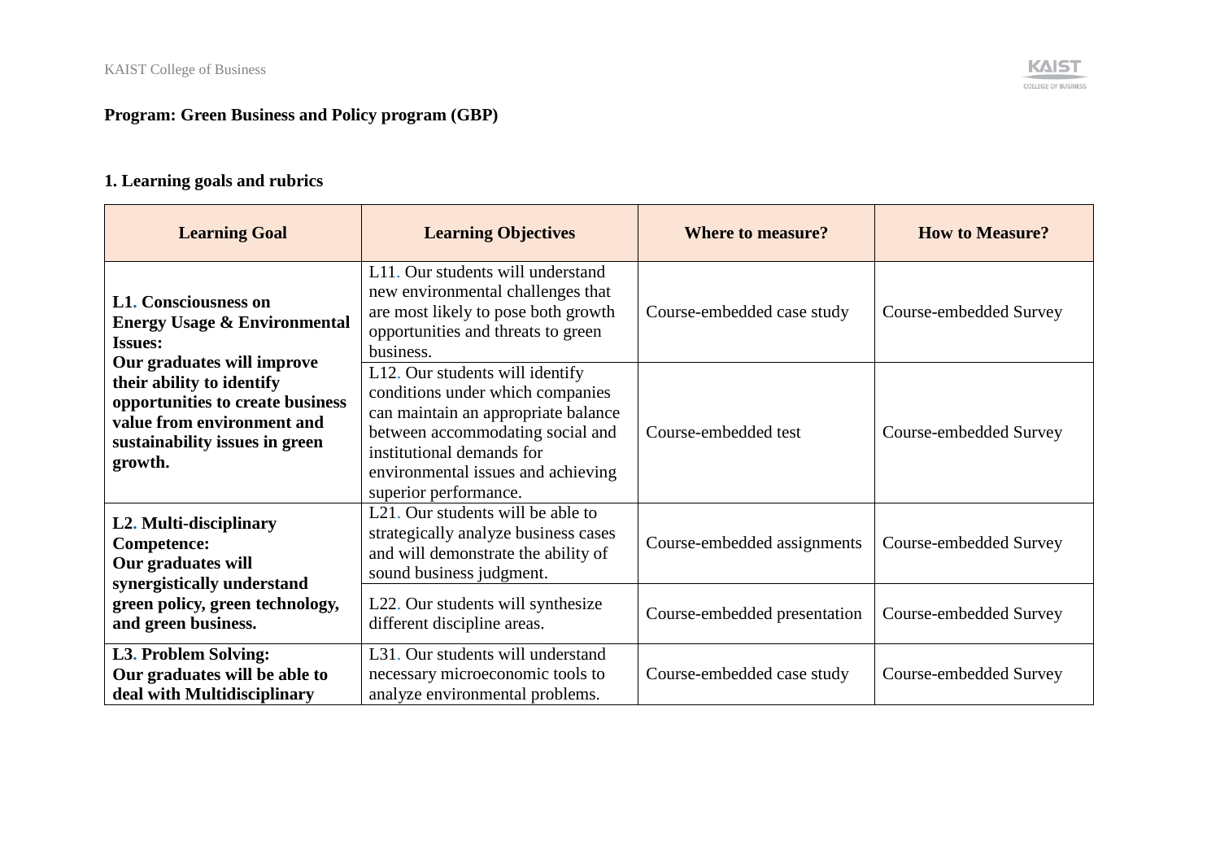**Program: Green Business and Policy program (GBP)**

## 1. Learning goals and rubrics

| Learning Goal | Learning Objectives | Where to measure? | How to Measure? |
|---|---|---|---|
| **L1. Consciousness on Energy Usage & Environmental Issues: Our graduates will improve their ability to identify opportunities to create business value from environment and sustainability issues in green growth.** | L11. Our students will understand new environmental challenges that are most likely to pose both growth opportunities and threats to green business. | Course-embedded case study | Course-embedded Survey |
| | L12. Our students will identify conditions under which companies can maintain an appropriate balance between accommodating social and institutional demands for environmental issues and achieving superior performance. | Course-embedded test | Course-embedded Survey |
| **L2. Multi-disciplinary Competence: Our graduates will synergistically understand green policy, green technology, and green business.** | L21. Our students will be able to strategically analyze business cases and will demonstrate the ability of sound business judgment. | Course-embedded assignments | Course-embedded Survey |
| | L22. Our students will synthesize different discipline areas. | Course-embedded presentation | Course-embedded Survey |
| **L3. Problem Solving: Our graduates will be able to deal with Multidisciplinary** | L31. Our students will understand necessary microeconomic tools to analyze environmental problems. | Course-embedded case study | Course-embedded Survey |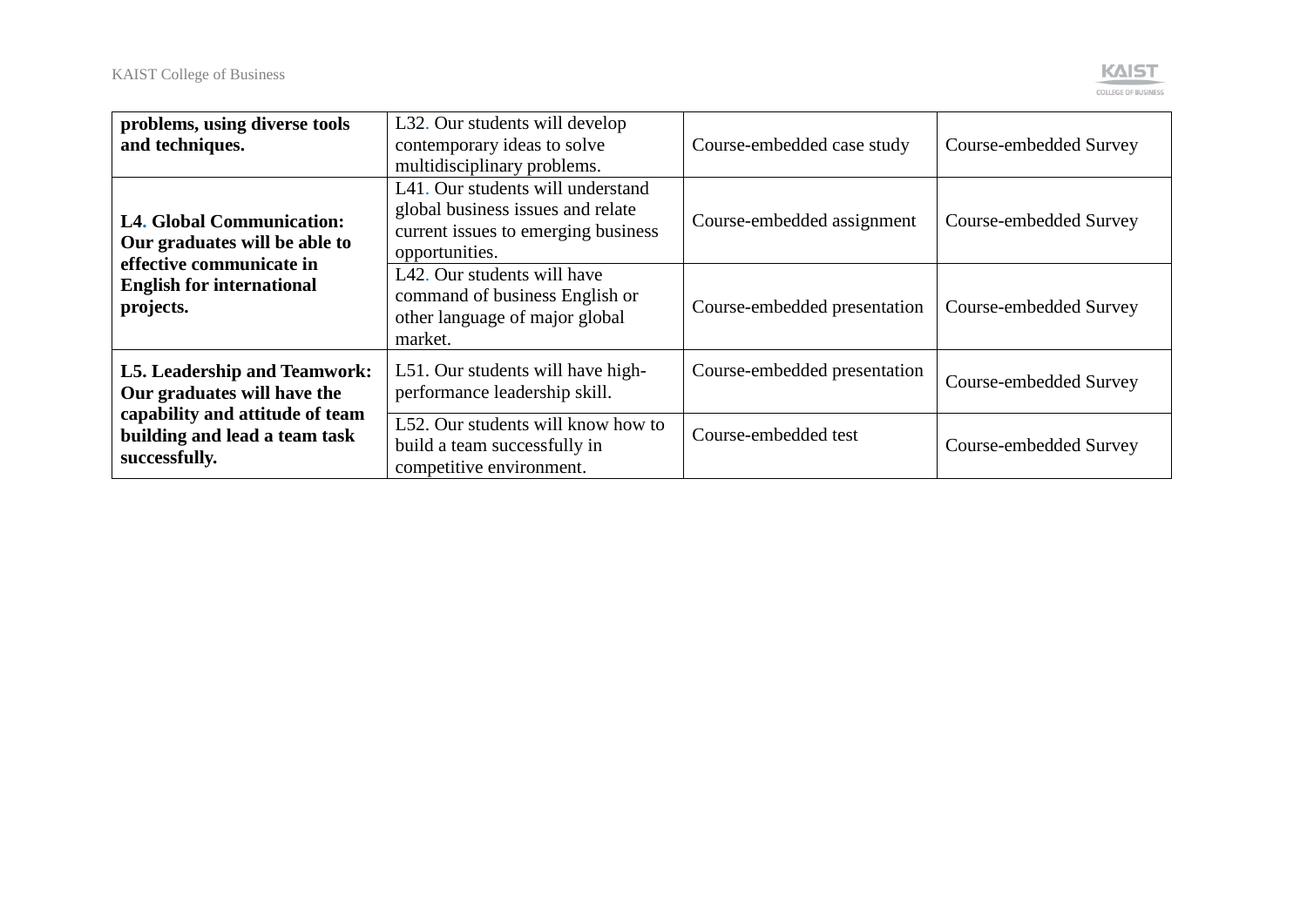| | | | |
|---|---|---|---|
| **problems, using diverse tools and techniques.** | L32. Our students will develop contemporary ideas to solve multidisciplinary problems. | Course-embedded case study | Course-embedded Survey |
| **L4. Global Communication: Our graduates will be able to effective communicate in English for international projects.** | L41. Our students will understand global business issues and relate current issues to emerging business opportunities. | Course-embedded assignment | Course-embedded Survey |
| | L42. Our students will have command of business English or other language of major global market. | Course-embedded presentation | Course-embedded Survey |
| **L5. Leadership and Teamwork: Our graduates will have the capability and attitude of team building and lead a team task successfully.** | L51. Our students will have high-performance leadership skill. | Course-embedded presentation | Course-embedded Survey |
| | L52. Our students will know how to build a team successfully in competitive environment. | Course-embedded test | Course-embedded Survey |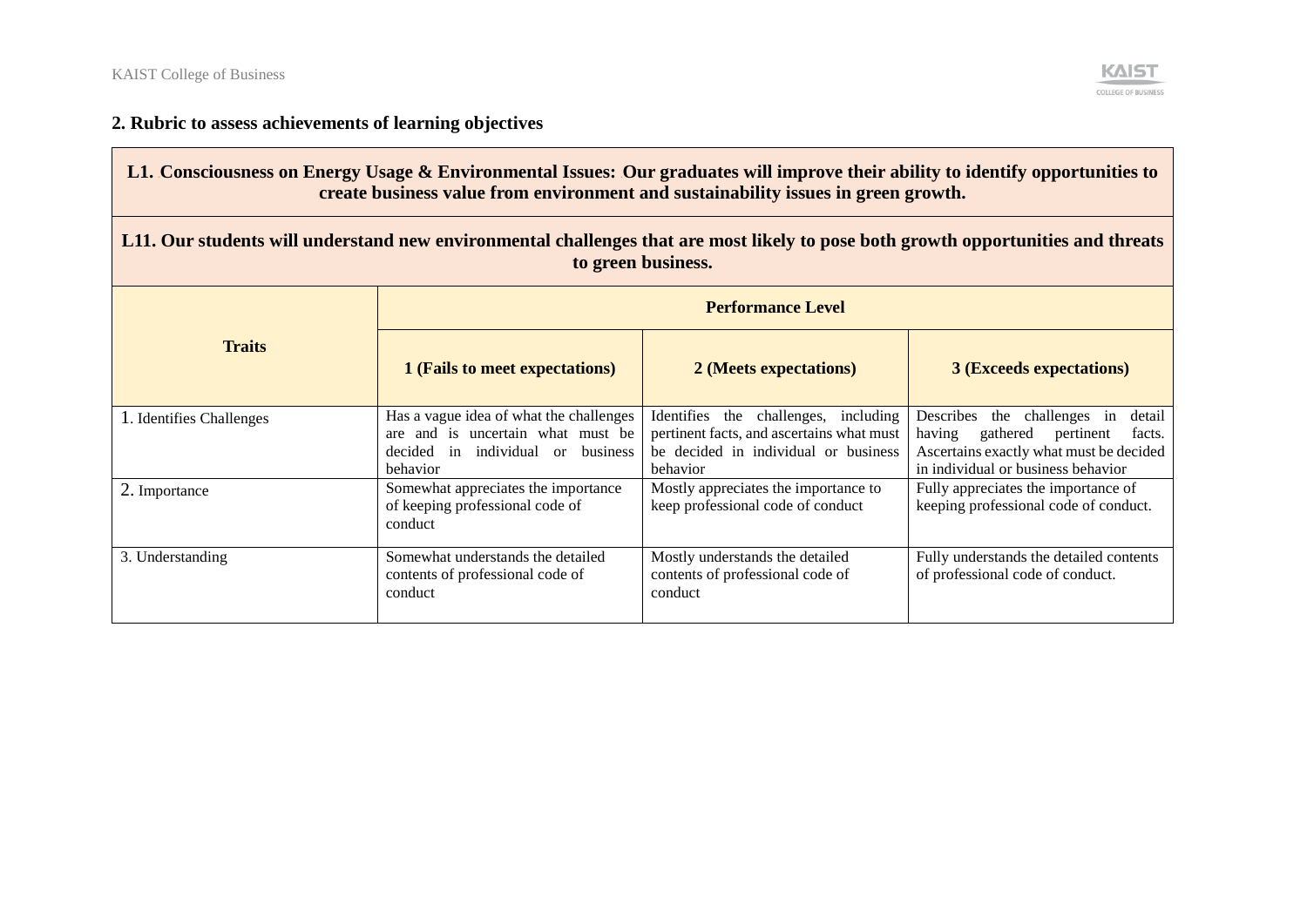## 2. Rubric to assess achievements of learning objectives

| **L1. Consciousness on Energy Usage & Environmental Issues: Our graduates will improve their ability to identify opportunities to create business value from environment and sustainability issues in green growth.** | | | |
|---|---|---|---|
| **L11. Our students will understand new environmental challenges that are most likely to pose both growth opportunities and threats to green business.** | | | |
| **Traits** | **Performance Level** | | |
| | **1 (Fails to meet expectations)** | **2 (Meets expectations)** | **3 (Exceeds expectations)** |
| 1. Identifies Challenges | Has a vague idea of what the challenges are and is uncertain what must be decided in individual or business behavior | Identifies the challenges, including pertinent facts, and ascertains what must be decided in individual or business behavior | Describes the challenges in detail having gathered pertinent facts. Ascertains exactly what must be decided in individual or business behavior |
| 2. Importance | Somewhat appreciates the importance of keeping professional code of conduct | Mostly appreciates the importance to keep professional code of conduct | Fully appreciates the importance of keeping professional code of conduct. |
| 3. Understanding | Somewhat understands the detailed contents of professional code of conduct | Mostly understands the detailed contents of professional code of conduct | Fully understands the detailed contents of professional code of conduct. |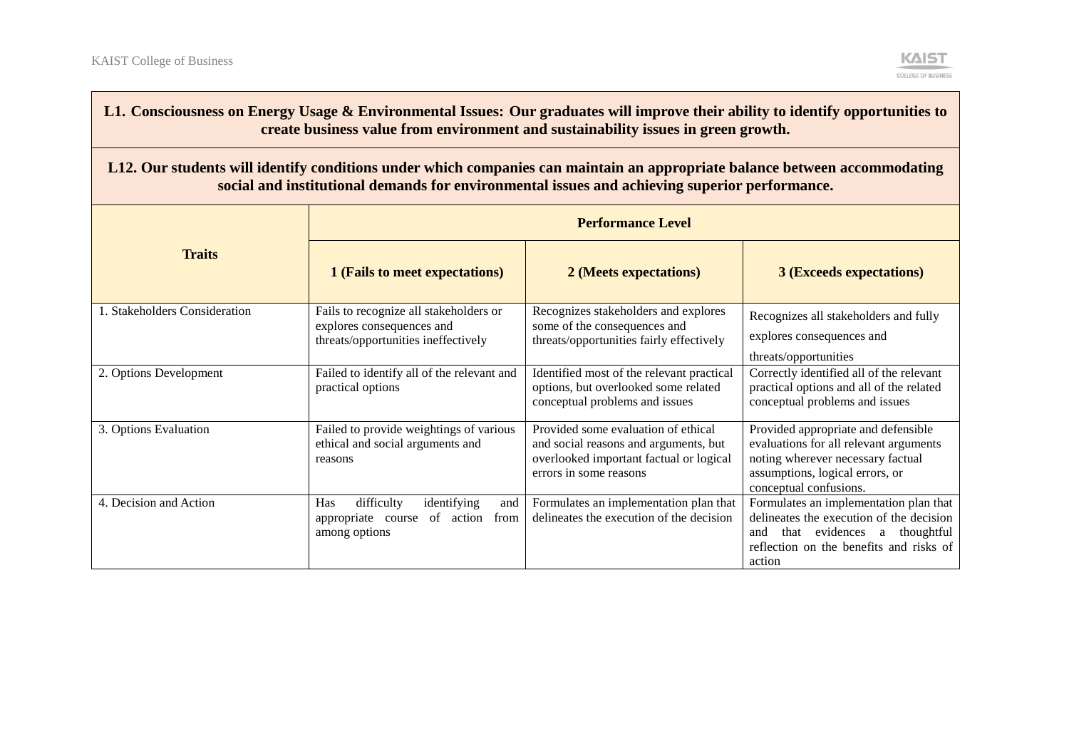**L1. Consciousness on Energy Usage & Environmental Issues: Our graduates will improve their ability to identify opportunities to create business value from environment and sustainability issues in green growth.**

**L12. Our students will identify conditions under which companies can maintain an appropriate balance between accommodating social and institutional demands for environmental issues and achieving superior performance.**

| Traits | Performance Level | | |
|---|---|---|---|
| | **1 (Fails to meet expectations)** | **2 (Meets expectations)** | **3 (Exceeds expectations)** |
| 1. Stakeholders Consideration | Fails to recognize all stakeholders or explores consequences and threats/opportunities ineffectively | Recognizes stakeholders and explores some of the consequences and threats/opportunities fairly effectively | Recognizes all stakeholders and fully explores consequences and threats/opportunities |
| 2. Options Development | Failed to identify all of the relevant and practical options | Identified most of the relevant practical options, but overlooked some related conceptual problems and issues | Correctly identified all of the relevant practical options and all of the related conceptual problems and issues |
| 3. Options Evaluation | Failed to provide weightings of various ethical and social arguments and reasons | Provided some evaluation of ethical and social reasons and arguments, but overlooked important factual or logical errors in some reasons | Provided appropriate and defensible evaluations for all relevant arguments noting wherever necessary factual assumptions, logical errors, or conceptual confusions. |
| 4. Decision and Action | Has difficulty identifying and appropriate course of action from among options | Formulates an implementation plan that delineates the execution of the decision | Formulates an implementation plan that delineates the execution of the decision and that evidences a thoughtful reflection on the benefits and risks of action |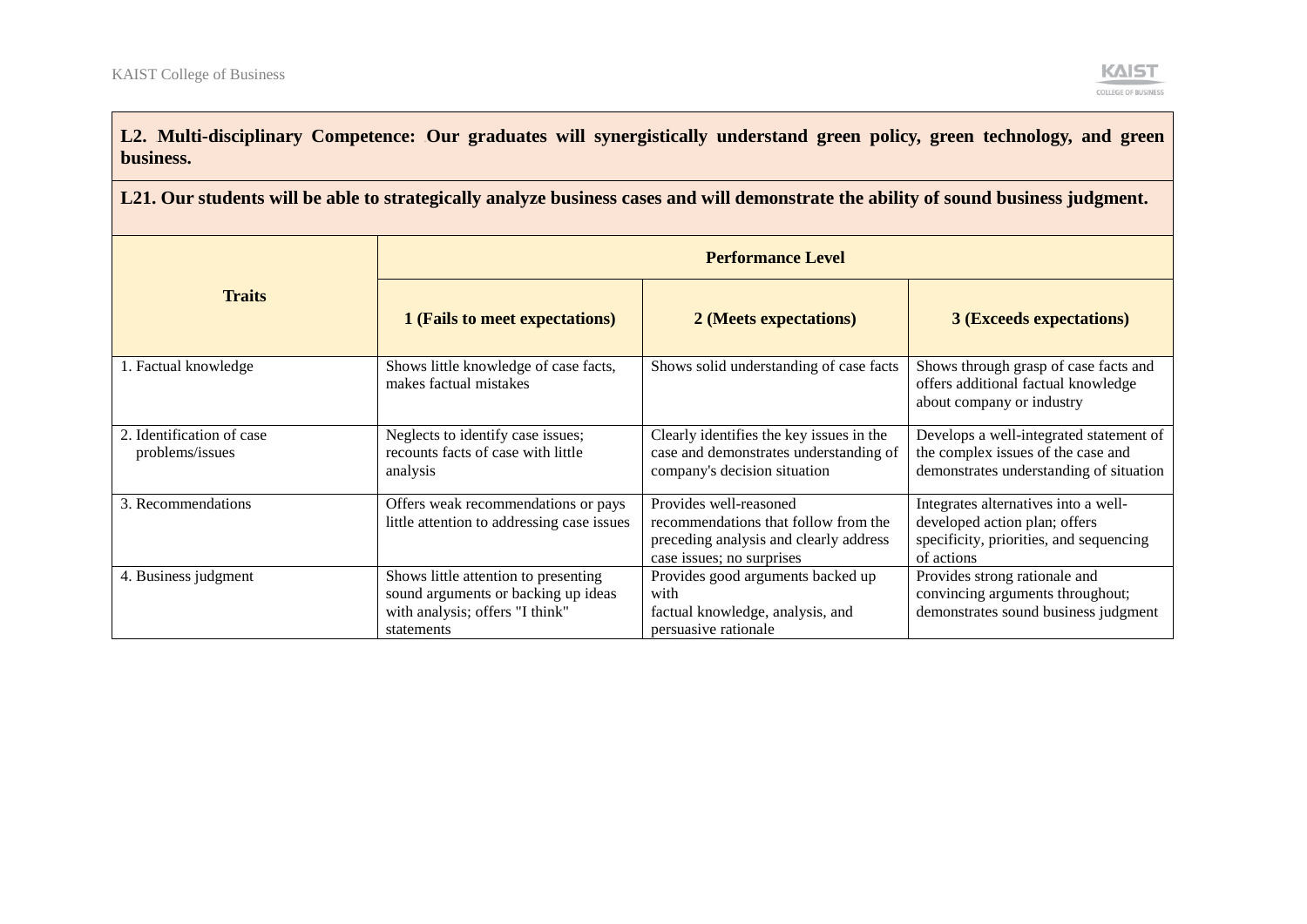**L2. Multi-disciplinary Competence: Our graduates will synergistically understand green policy, green technology, and green business.**

**L21. Our students will be able to strategically analyze business cases and will demonstrate the ability of sound business judgment.**

| **Traits** | **Performance Level** | | |
|---|---|---|---|
| | **1 (Fails to meet expectations)** | **2 (Meets expectations)** | **3 (Exceeds expectations)** |
| 1. Factual knowledge | Shows little knowledge of case facts, makes factual mistakes | Shows solid understanding of case facts | Shows through grasp of case facts and offers additional factual knowledge about company or industry |
| 2. Identification of case problems/issues | Neglects to identify case issues; recounts facts of case with little analysis | Clearly identifies the key issues in the case and demonstrates understanding of company's decision situation | Develops a well-integrated statement of the complex issues of the case and demonstrates understanding of situation |
| 3. Recommendations | Offers weak recommendations or pays little attention to addressing case issues | Provides well-reasoned recommendations that follow from the preceding analysis and clearly address case issues; no surprises | Integrates alternatives into a well-developed action plan; offers specificity, priorities, and sequencing of actions |
| 4. Business judgment | Shows little attention to presenting sound arguments or backing up ideas with analysis; offers "I think" statements | Provides good arguments backed up with factual knowledge, analysis, and persuasive rationale | Provides strong rationale and convincing arguments throughout; demonstrates sound business judgment |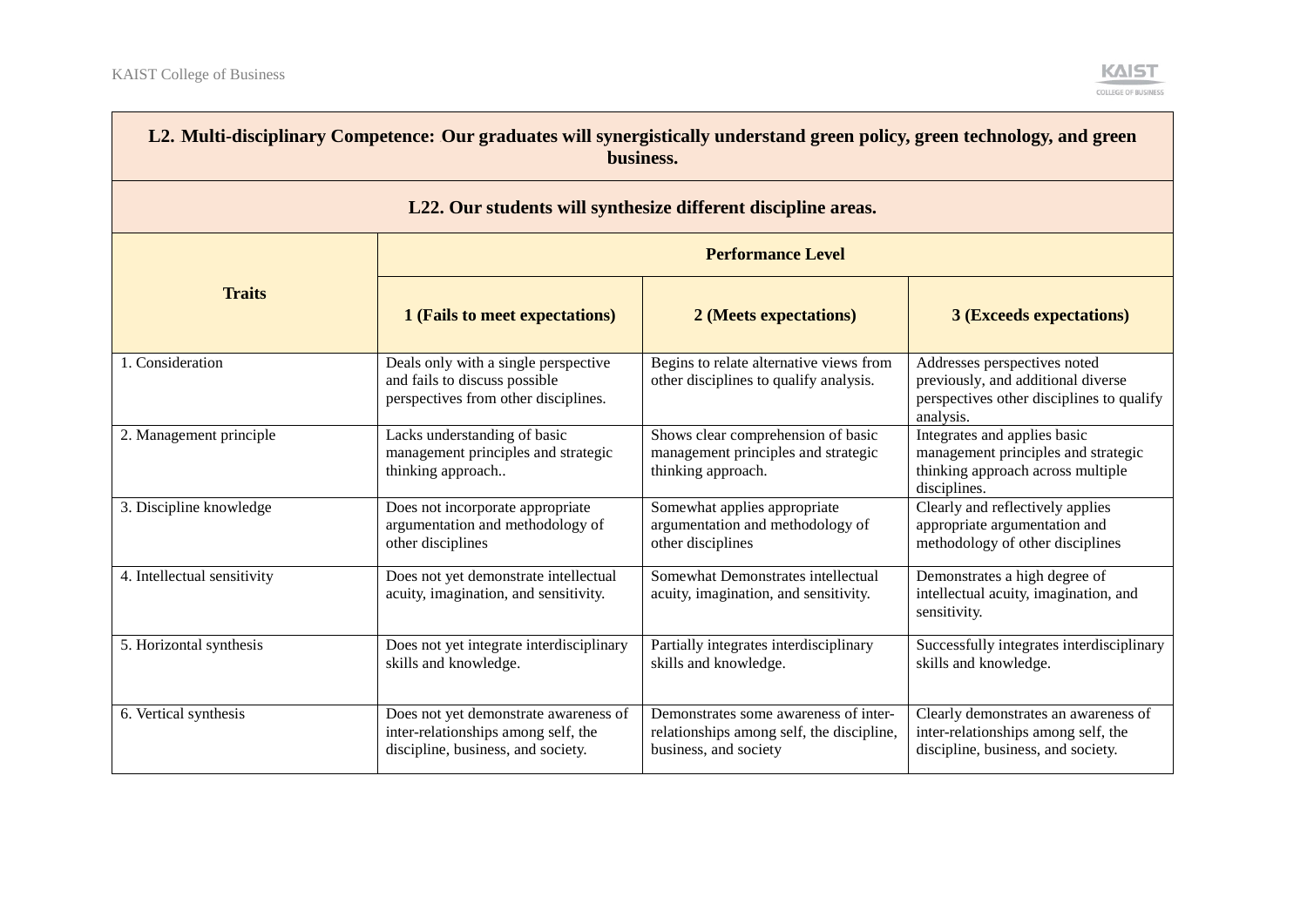| **L2. Multi-disciplinary Competence: Our graduates will synergistically understand green policy, green technology, and green business.** | | | |
|---|---|---|---|
| **L22. Our students will synthesize different discipline areas.** | | | |
| **Traits** | **Performance Level** | | |
| | **1 (Fails to meet expectations)** | **2 (Meets expectations)** | **3 (Exceeds expectations)** |
| 1. Consideration | Deals only with a single perspective and fails to discuss possible perspectives from other disciplines. | Begins to relate alternative views from other disciplines to qualify analysis. | Addresses perspectives noted previously, and additional diverse perspectives other disciplines to qualify analysis. |
| 2. Management principle | Lacks understanding of basic management principles and strategic thinking approach.. | Shows clear comprehension of basic management principles and strategic thinking approach. | Integrates and applies basic management principles and strategic thinking approach across multiple disciplines. |
| 3. Discipline knowledge | Does not incorporate appropriate argumentation and methodology of other disciplines | Somewhat applies appropriate argumentation and methodology of other disciplines | Clearly and reflectively applies appropriate argumentation and methodology of other disciplines |
| 4. Intellectual sensitivity | Does not yet demonstrate intellectual acuity, imagination, and sensitivity. | Somewhat Demonstrates intellectual acuity, imagination, and sensitivity. | Demonstrates a high degree of intellectual acuity, imagination, and sensitivity. |
| 5. Horizontal synthesis | Does not yet integrate interdisciplinary skills and knowledge. | Partially integrates interdisciplinary skills and knowledge. | Successfully integrates interdisciplinary skills and knowledge. |
| 6. Vertical synthesis | Does not yet demonstrate awareness of inter-relationships among self, the discipline, business, and society. | Demonstrates some awareness of inter-relationships among self, the discipline, business, and society | Clearly demonstrates an awareness of inter-relationships among self, the discipline, business, and society. |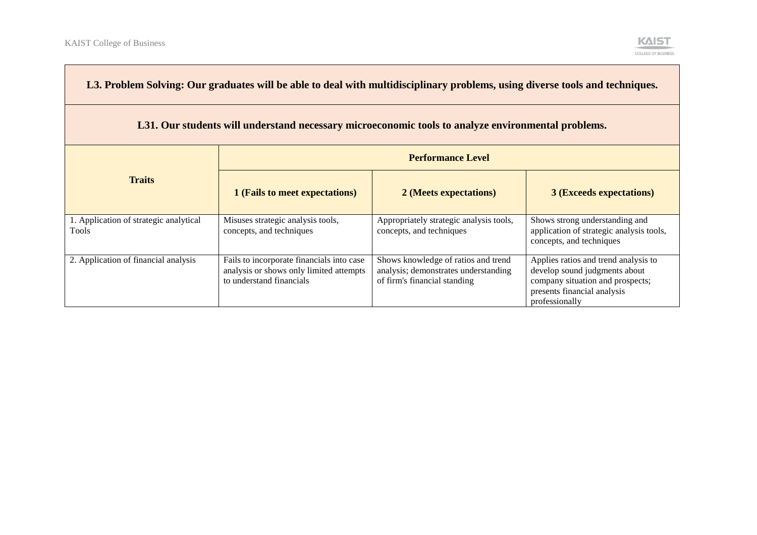| L3. Problem Solving: Our graduates will be able to deal with multidisciplinary problems, using diverse tools and techniques. | | | |
|---|---|---|---|
| **L31. Our students will understand necessary microeconomic tools to analyze environmental problems.** | | | |
| **Traits** | **Performance Level** | | |
| | **1 (Fails to meet expectations)** | **2 (Meets expectations)** | **3 (Exceeds expectations)** |
| 1. Application of strategic analytical Tools | Misuses strategic analysis tools, concepts, and techniques | Appropriately strategic analysis tools, concepts, and techniques | Shows strong understanding and application of strategic analysis tools, concepts, and techniques |
| 2. Application of financial analysis | Fails to incorporate financials into case analysis or shows only limited attempts to understand financials | Shows knowledge of ratios and trend analysis; demonstrates understanding of firm's financial standing | Applies ratios and trend analysis to develop sound judgments about company situation and prospects; presents financial analysis professionally |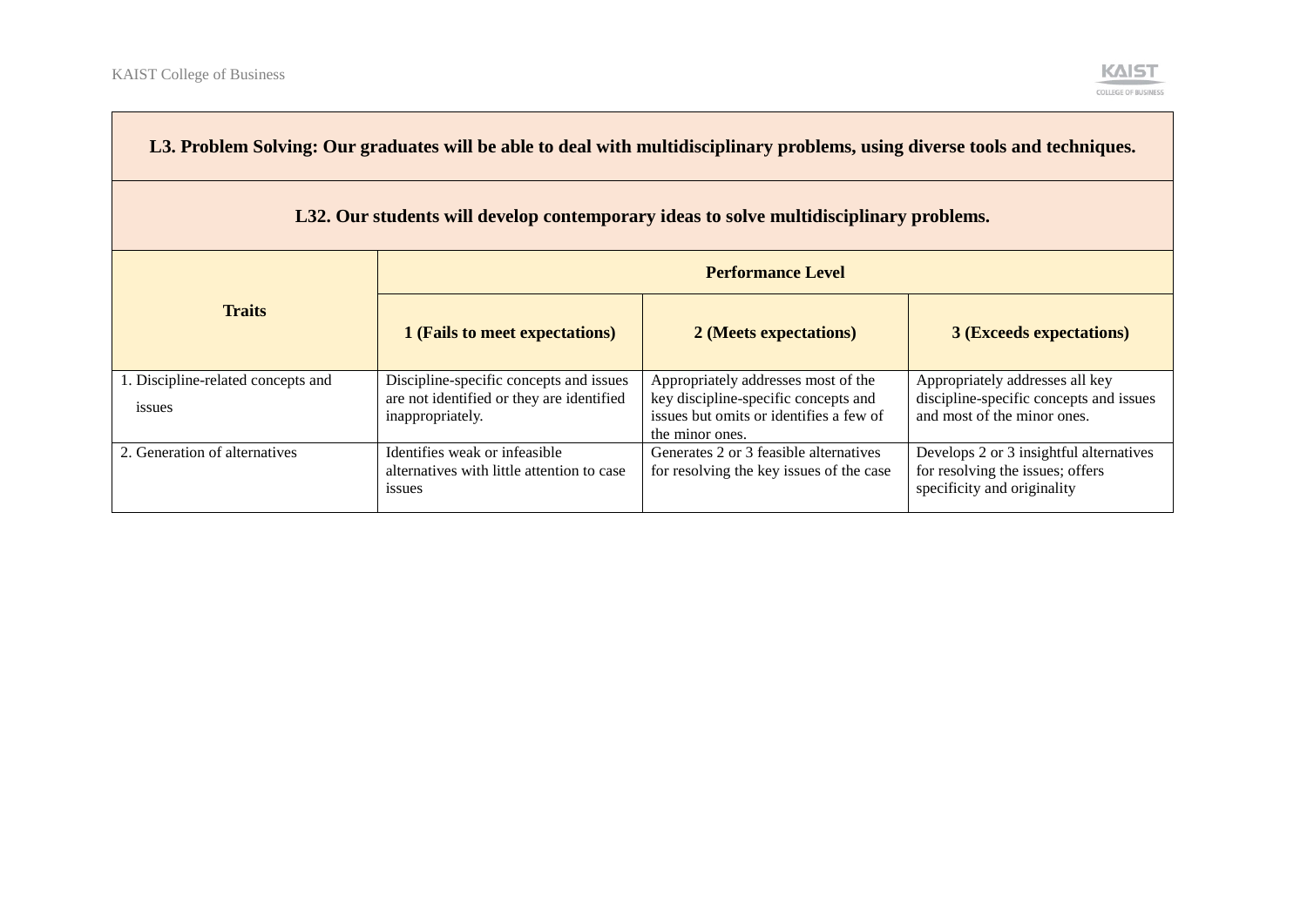| L3. Problem Solving: Our graduates will be able to deal with multidisciplinary problems, using diverse tools and techniques. | | | |
|---|---|---|---|
| **L32. Our students will develop contemporary ideas to solve multidisciplinary problems.** | | | |
| **Traits** | **Performance Level** | | |
| | **1 (Fails to meet expectations)** | **2 (Meets expectations)** | **3 (Exceeds expectations)** |
| 1. Discipline-related concepts and issues | Discipline-specific concepts and issues are not identified or they are identified inappropriately. | Appropriately addresses most of the key discipline-specific concepts and issues but omits or identifies a few of the minor ones. | Appropriately addresses all key discipline-specific concepts and issues and most of the minor ones. |
| 2. Generation of alternatives | Identifies weak or infeasible alternatives with little attention to case issues | Generates 2 or 3 feasible alternatives for resolving the key issues of the case | Develops 2 or 3 insightful alternatives for resolving the issues; offers specificity and originality |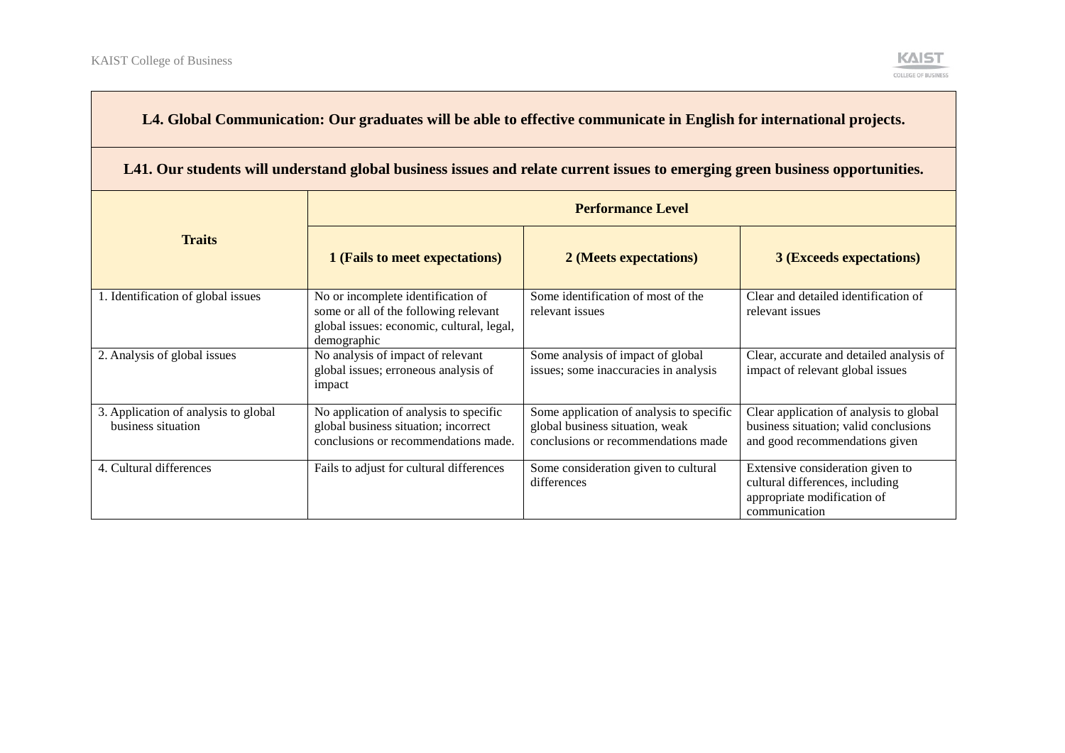| L4. Global Communication: Our graduates will be able to effective communicate in English for international projects. | | | |
|---|---|---|---|
| **L41. Our students will understand global business issues and relate current issues to emerging green business opportunities.** | | | |
| **Traits** | **Performance Level** | | |
| | **1 (Fails to meet expectations)** | **2 (Meets expectations)** | **3 (Exceeds expectations)** |
| 1. Identification of global issues | No or incomplete identification of some or all of the following relevant global issues: economic, cultural, legal, demographic | Some identification of most of the relevant issues | Clear and detailed identification of relevant issues |
| 2. Analysis of global issues | No analysis of impact of relevant global issues; erroneous analysis of impact | Some analysis of impact of global issues; some inaccuracies in analysis | Clear, accurate and detailed analysis of impact of relevant global issues |
| 3. Application of analysis to global business situation | No application of analysis to specific global business situation; incorrect conclusions or recommendations made. | Some application of analysis to specific global business situation, weak conclusions or recommendations made | Clear application of analysis to global business situation; valid conclusions and good recommendations given |
| 4. Cultural differences | Fails to adjust for cultural differences | Some consideration given to cultural differences | Extensive consideration given to cultural differences, including appropriate modification of communication |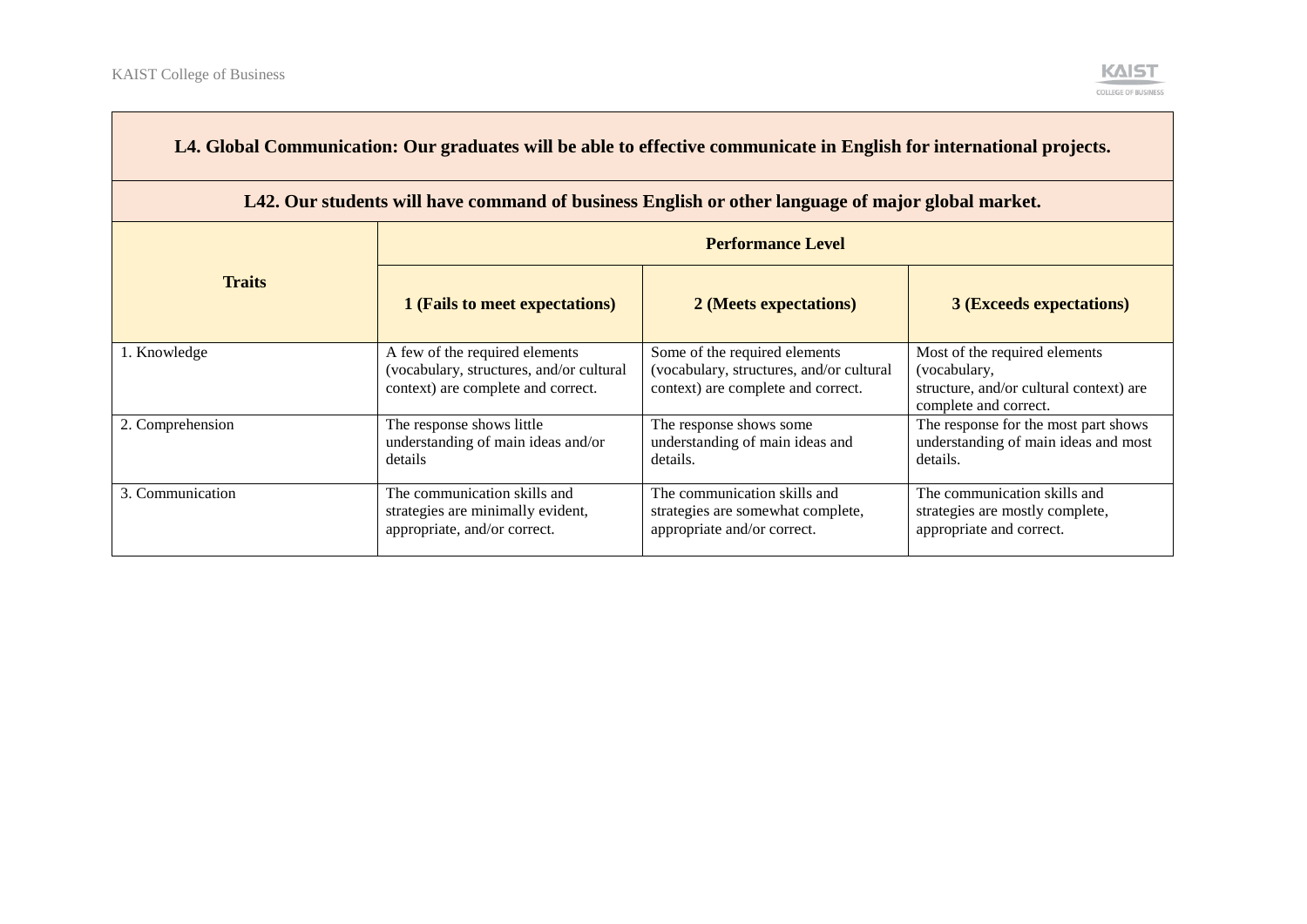| **L4. Global Communication: Our graduates will be able to effective communicate in English for international projects.** | | | |
|---|---|---|---|
| **L42. Our students will have command of business English or other language of major global market.** | | | |
| **Traits** | **Performance Level** | | |
| | **1 (Fails to meet expectations)** | **2 (Meets expectations)** | **3 (Exceeds expectations)** |
| 1. Knowledge | A few of the required elements (vocabulary, structures, and/or cultural context) are complete and correct. | Some of the required elements (vocabulary, structures, and/or cultural context) are complete and correct. | Most of the required elements (vocabulary, structure, and/or cultural context) are complete and correct. |
| 2. Comprehension | The response shows little understanding of main ideas and/or details | The response shows some understanding of main ideas and details. | The response for the most part shows understanding of main ideas and most details. |
| 3. Communication | The communication skills and strategies are minimally evident, appropriate, and/or correct. | The communication skills and strategies are somewhat complete, appropriate and/or correct. | The communication skills and strategies are mostly complete, appropriate and correct. |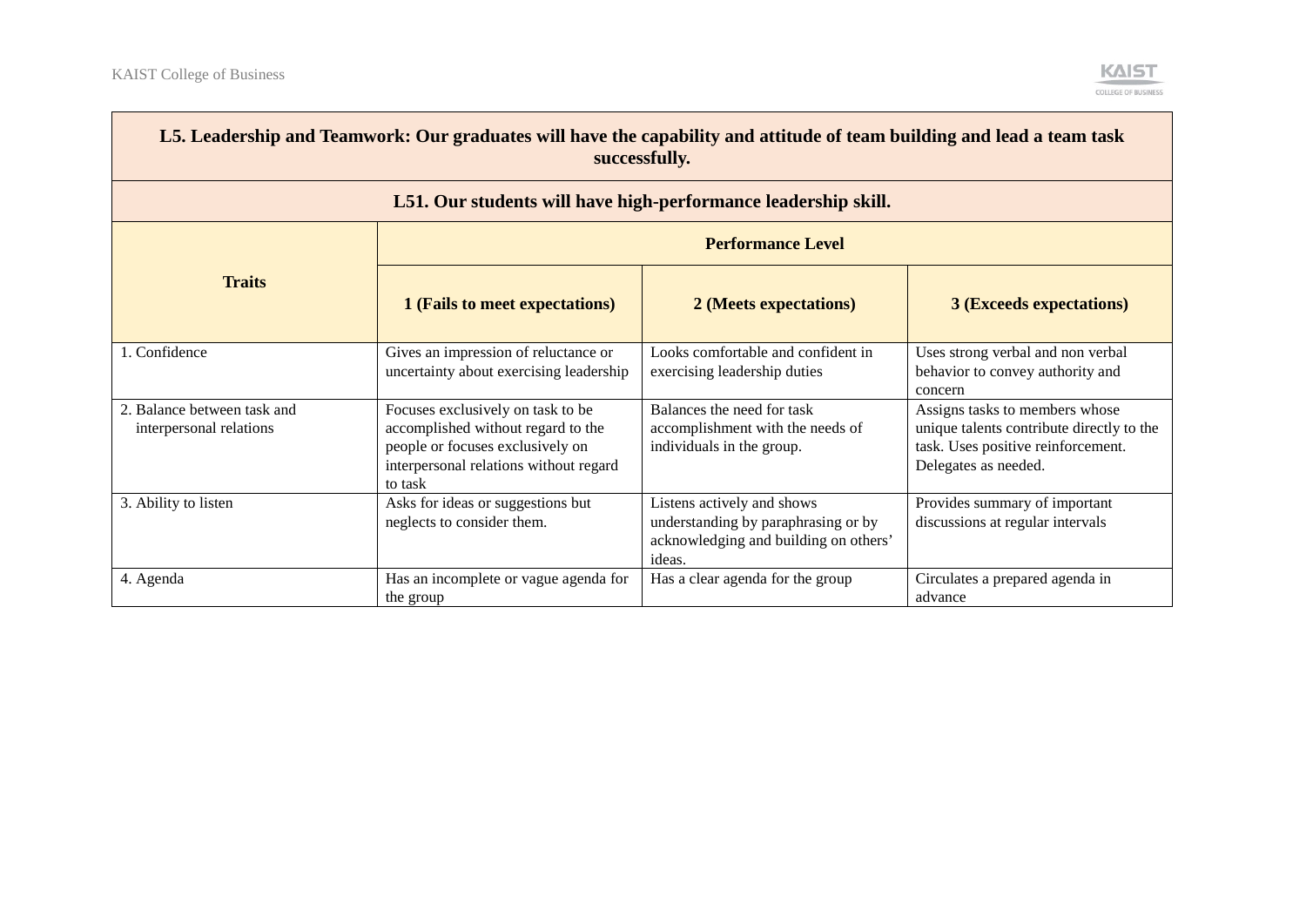| L5. Leadership and Teamwork: Our graduates will have the capability and attitude of team building and lead a team task successfully. | | | |
|---|---|---|---|
| **L51. Our students will have high-performance leadership skill.** | | | |
| **Traits** | **Performance Level** | | |
| | **1 (Fails to meet expectations)** | **2 (Meets expectations)** | **3 (Exceeds expectations)** |
| 1. Confidence | Gives an impression of reluctance or uncertainty about exercising leadership | Looks comfortable and confident in exercising leadership duties | Uses strong verbal and non verbal behavior to convey authority and concern |
| 2. Balance between task and interpersonal relations | Focuses exclusively on task to be accomplished without regard to the people or focuses exclusively on interpersonal relations without regard to task | Balances the need for task accomplishment with the needs of individuals in the group. | Assigns tasks to members whose unique talents contribute directly to the task. Uses positive reinforcement. Delegates as needed. |
| 3. Ability to listen | Asks for ideas or suggestions but neglects to consider them. | Listens actively and shows understanding by paraphrasing or by acknowledging and building on others' ideas. | Provides summary of important discussions at regular intervals |
| 4. Agenda | Has an incomplete or vague agenda for the group | Has a clear agenda for the group | Circulates a prepared agenda in advance |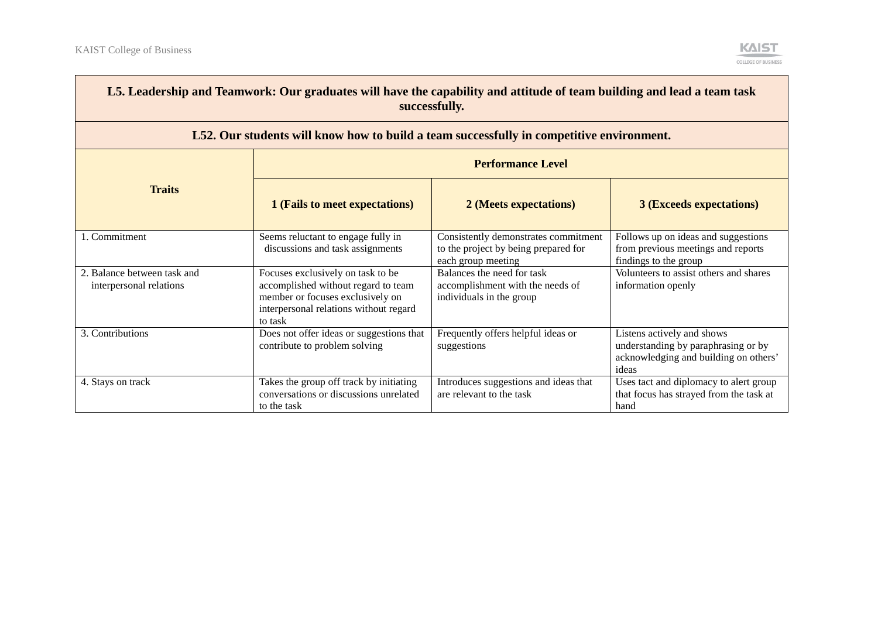| L5. Leadership and Teamwork: Our graduates will have the capability and attitude of team building and lead a team task successfully. | | | |
|---|---|---|---|
| **L52. Our students will know how to build a team successfully in competitive environment.** | | | |
| **Traits** | **Performance Level** | | |
| | **1 (Fails to meet expectations)** | **2 (Meets expectations)** | **3 (Exceeds expectations)** |
| 1. Commitment | Seems reluctant to engage fully in discussions and task assignments | Consistently demonstrates commitment to the project by being prepared for each group meeting | Follows up on ideas and suggestions from previous meetings and reports findings to the group |
| 2. Balance between task and interpersonal relations | Focuses exclusively on task to be accomplished without regard to team member or focuses exclusively on interpersonal relations without regard to task | Balances the need for task accomplishment with the needs of individuals in the group | Volunteers to assist others and shares information openly |
| 3. Contributions | Does not offer ideas or suggestions that contribute to problem solving | Frequently offers helpful ideas or suggestions | Listens actively and shows understanding by paraphrasing or by acknowledging and building on others' ideas |
| 4. Stays on track | Takes the group off track by initiating conversations or discussions unrelated to the task | Introduces suggestions and ideas that are relevant to the task | Uses tact and diplomacy to alert group that focus has strayed from the task at hand |